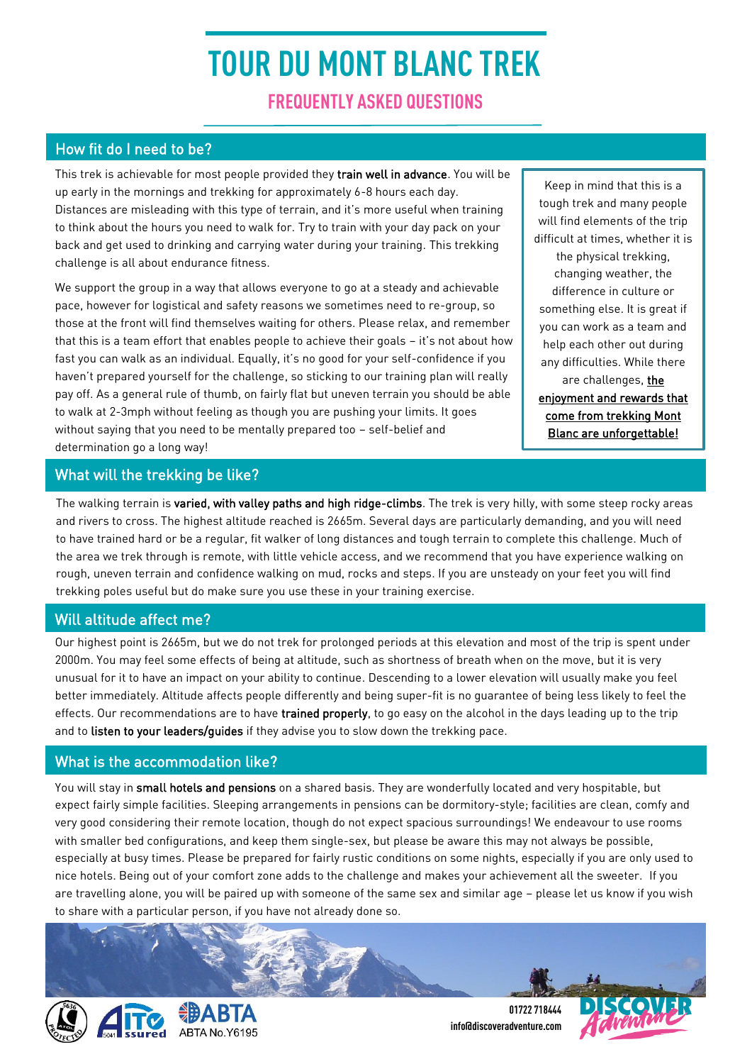# TOUR DU MONT BLANC TREK

## FREQUENTLY ASKED QUESTIONS

### How fit do I need to be?

This trek is achievable for most people provided they **train well in advance**. You will be up early in the mornings and trekking for approximately 6-8 hours each day. Distances are misleading with this type of terrain, and it's more useful when training to think about the hours you need to walk for. Try to train with your day pack on your back and get used to drinking and carrying water during your training. This trekking challenge is all about endurance fitness.

We support the group in a way that allows everyone to go at a steady and achievable pace, however for logistical and safety reasons we sometimes need to re-group, so those at the front will find themselves waiting for others. Please relax, and remember that this is a team effort that enables people to achieve their goals – it's not about how fast you can walk as an individual. Equally, it's no good for your self-confidence if you haven't prepared yourself for the challenge, so sticking to our training plan will really pay off. As a general rule of thumb, on fairly flat but uneven terrain you should be able to walk at 2-3mph without feeling as though you are pushing your limits. It goes without saying that you need to be mentally prepared too – self-belief and determination go a long way!

Keep in mind that this is a tough trek and many people will find elements of the trip difficult at times, whether it is the physical trekking, changing weather, the difference in culture or something else. It is great if you can work as a team and help each other out during any difficulties. While there are challenges, the enjoyment and rewards that come from trekking Mont Blanc are unforgettable!

### What will the trekking be like?

The walking terrain is **varied, with valley paths and high ridge-climbs**. The trek is very hilly, with some steep rocky areas and rivers to cross. The highest altitude reached is 2665m. Several days are particularly demanding, and you will need to have trained hard or be a regular, fit walker of long distances and tough terrain to complete this challenge. Much of the area we trek through is remote, with little vehicle access, and we recommend that you have experience walking on rough, uneven terrain and confidence walking on mud, rocks and steps. If you are unsteady on your feet you will find trekking poles useful but do make sure you use these in your training exercise.

### Will altitude affect me?

Our highest point is 2665m, but we do not trek for prolonged periods at this elevation and most of the trip is spent under 2000m. You may feel some effects of being at altitude, such as shortness of breath when on the move, but it is very unusual for it to have an impact on your ability to continue. Descending to a lower elevation will usually make you feel better immediately. Altitude affects people differently and being super-fit is no guarantee of being less likely to feel the effects. Our recommendations are to have **trained properly**, to go easy on the alcohol in the days leading up to the trip and to **listen to your leaders/guides** if they advise you to slow down the trekking pace.

### What is the accommodation like?

You will stay in **small hotels and pensions** on a shared basis. They are wonderfully located and very hospitable, but expect fairly simple facilities. Sleeping arrangements in pensions can be dormitory-style; facilities are clean, comfy and very good considering their remote location, though do not expect spacious surroundings! We endeavour to use rooms with smaller bed configurations, and keep them single-sex, but please be aware this may not always be possible, especially at busy times. Please be prepared for fairly rustic conditions on some nights, especially if you are only used to nice hotels. Being out of your comfort zone adds to the challenge and makes your achievement all the sweeter. If you are travelling alone, you will be paired up with someone of the same sex and similar age – please let us know if you wish to share with a particular person, if you have not already done so.

ABTA No.Y6195

01722 718444
info@discoveradventure.com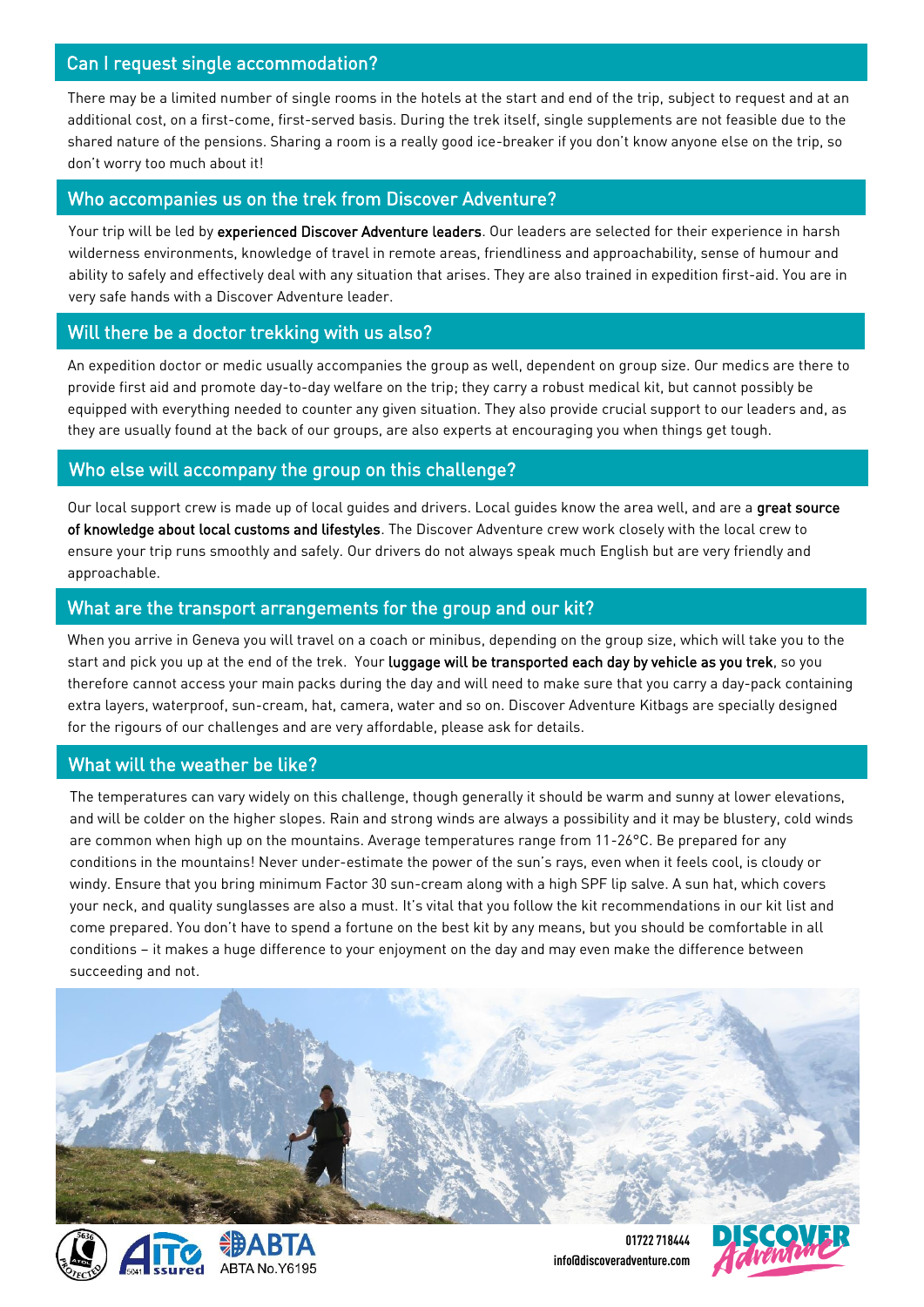## Can I request single accommodation?

There may be a limited number of single rooms in the hotels at the start and end of the trip, subject to request and at an additional cost, on a first-come, first-served basis. During the trek itself, single supplements are not feasible due to the shared nature of the pensions. Sharing a room is a really good ice-breaker if you don't know anyone else on the trip, so don't worry too much about it!

## Who accompanies us on the trek from Discover Adventure?

Your trip will be led by **experienced Discover Adventure leaders**. Our leaders are selected for their experience in harsh wilderness environments, knowledge of travel in remote areas, friendliness and approachability, sense of humour and ability to safely and effectively deal with any situation that arises. They are also trained in expedition first-aid. You are in very safe hands with a Discover Adventure leader.

## Will there be a doctor trekking with us also?

An expedition doctor or medic usually accompanies the group as well, dependent on group size. Our medics are there to provide first aid and promote day-to-day welfare on the trip; they carry a robust medical kit, but cannot possibly be equipped with everything needed to counter any given situation. They also provide crucial support to our leaders and, as they are usually found at the back of our groups, are also experts at encouraging you when things get tough.

## Who else will accompany the group on this challenge?

Our local support crew is made up of local guides and drivers. Local guides know the area well, and are a **great source of knowledge about local customs and lifestyles**. The Discover Adventure crew work closely with the local crew to ensure your trip runs smoothly and safely. Our drivers do not always speak much English but are very friendly and approachable.

## What are the transport arrangements for the group and our kit?

When you arrive in Geneva you will travel on a coach or minibus, depending on the group size, which will take you to the start and pick you up at the end of the trek. Your **luggage will be transported each day by vehicle as you trek**, so you therefore cannot access your main packs during the day and will need to make sure that you carry a day-pack containing extra layers, waterproof, sun-cream, hat, camera, water and so on. Discover Adventure Kitbags are specially designed for the rigours of our challenges and are very affordable, please ask for details.

## What will the weather be like?

The temperatures can vary widely on this challenge, though generally it should be warm and sunny at lower elevations, and will be colder on the higher slopes. Rain and strong winds are always a possibility and it may be blustery, cold winds are common when high up on the mountains. Average temperatures range from 11-26°C. Be prepared for any conditions in the mountains! Never under-estimate the power of the sun's rays, even when it feels cool, is cloudy or windy. Ensure that you bring minimum Factor 30 sun-cream along with a high SPF lip salve. A sun hat, which covers your neck, and quality sunglasses are also a must. It's vital that you follow the kit recommendations in our kit list and come prepared. You don't have to spend a fortune on the best kit by any means, but you should be comfortable in all conditions – it makes a huge difference to your enjoyment on the day and may even make the difference between succeeding and not.

ABTA No.Y6195

01722 718444
info@discoveradventure.com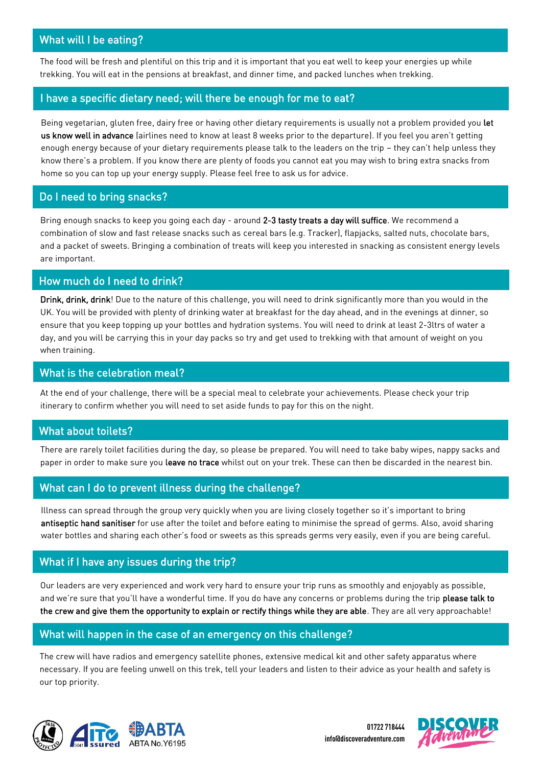## What will I be eating?

The food will be fresh and plentiful on this trip and it is important that you eat well to keep your energies up while trekking. You will eat in the pensions at breakfast, and dinner time, and packed lunches when trekking.

## I have a specific dietary need; will there be enough for me to eat?

Being vegetarian, gluten free, dairy free or having other dietary requirements is usually not a problem provided you **let us know well in advance** (airlines need to know at least 8 weeks prior to the departure). If you feel you aren't getting enough energy because of your dietary requirements please talk to the leaders on the trip – they can't help unless they know there's a problem. If you know there are plenty of foods you cannot eat you may wish to bring extra snacks from home so you can top up your energy supply. Please feel free to ask us for advice.

## Do I need to bring snacks?

Bring enough snacks to keep you going each day - around **2-3 tasty treats a day will suffice**. We recommend a combination of slow and fast release snacks such as cereal bars (e.g. Tracker), flapjacks, salted nuts, chocolate bars, and a packet of sweets. Bringing a combination of treats will keep you interested in snacking as consistent energy levels are important.

## How much do I need to drink?

**Drink, drink, drink**! Due to the nature of this challenge, you will need to drink significantly more than you would in the UK. You will be provided with plenty of drinking water at breakfast for the day ahead, and in the evenings at dinner, so ensure that you keep topping up your bottles and hydration systems. You will need to drink at least 2-3ltrs of water a day, and you will be carrying this in your day packs so try and get used to trekking with that amount of weight on you when training.

## What is the celebration meal?

At the end of your challenge, there will be a special meal to celebrate your achievements. Please check your trip itinerary to confirm whether you will need to set aside funds to pay for this on the night.

## What about toilets?

There are rarely toilet facilities during the day, so please be prepared. You will need to take baby wipes, nappy sacks and paper in order to make sure you **leave no trace** whilst out on your trek. These can then be discarded in the nearest bin.

## What can I do to prevent illness during the challenge?

Illness can spread through the group very quickly when you are living closely together so it's important to bring **antiseptic hand sanitiser** for use after the toilet and before eating to minimise the spread of germs. Also, avoid sharing water bottles and sharing each other's food or sweets as this spreads germs very easily, even if you are being careful.

## What if I have any issues during the trip?

Our leaders are very experienced and work very hard to ensure your trip runs as smoothly and enjoyably as possible, and we're sure that you'll have a wonderful time. If you do have any concerns or problems during the trip **please talk to the crew and give them the opportunity to explain or rectify things while they are able**. They are all very approachable!

## What will happen in the case of an emergency on this challenge?

The crew will have radios and emergency satellite phones, extensive medical kit and other safety apparatus where necessary. If you are feeling unwell on this trek, tell your leaders and listen to their advice as your health and safety is our top priority.

ABTA No.Y6195

01722 718444
info@discoveradventure.com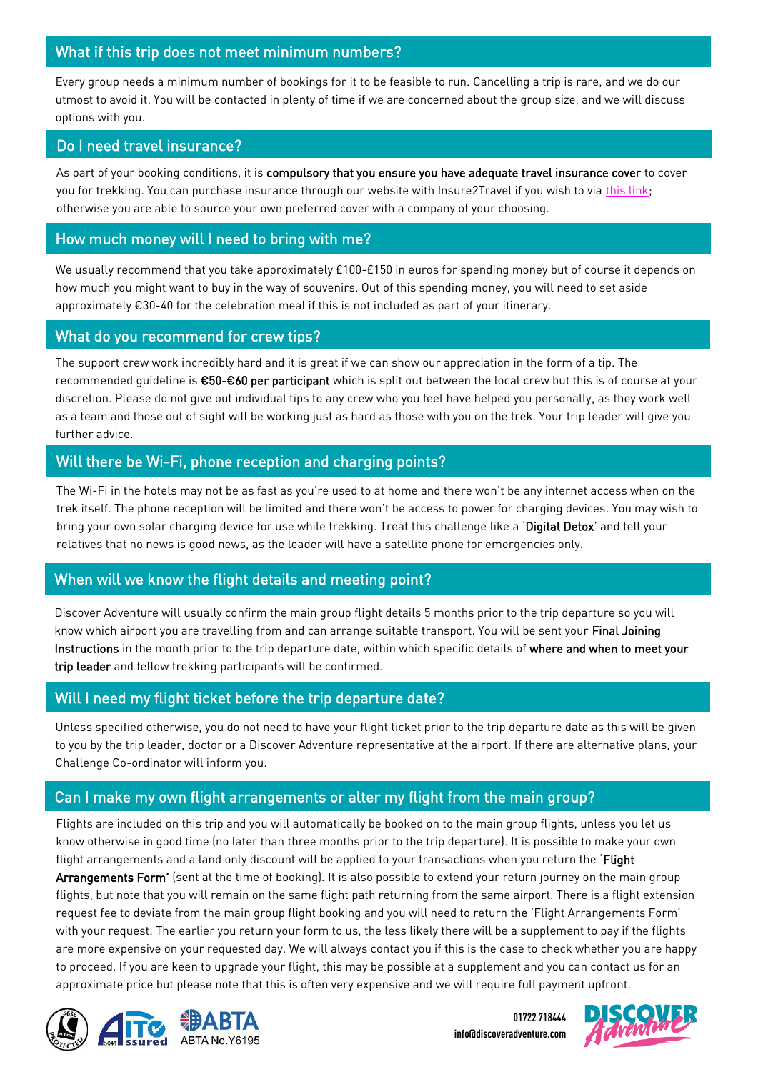## What if this trip does not meet minimum numbers?

Every group needs a minimum number of bookings for it to be feasible to run. Cancelling a trip is rare, and we do our utmost to avoid it. You will be contacted in plenty of time if we are concerned about the group size, and we will discuss options with you.

## Do I need travel insurance?

As part of your booking conditions, it is **compulsory that you ensure you have adequate travel insurance cover** to cover you for trekking. You can purchase insurance through our website with Insure2Travel if you wish to via this link; otherwise you are able to source your own preferred cover with a company of your choosing.

## How much money will I need to bring with me?

We usually recommend that you take approximately £100-£150 in euros for spending money but of course it depends on how much you might want to buy in the way of souvenirs. Out of this spending money, you will need to set aside approximately €30-40 for the celebration meal if this is not included as part of your itinerary.

## What do you recommend for crew tips?

The support crew work incredibly hard and it is great if we can show our appreciation in the form of a tip. The recommended guideline is **€50-€60 per participant** which is split out between the local crew but this is of course at your discretion. Please do not give out individual tips to any crew who you feel have helped you personally, as they work well as a team and those out of sight will be working just as hard as those with you on the trek. Your trip leader will give you further advice.

## Will there be Wi-Fi, phone reception and charging points?

The Wi-Fi in the hotels may not be as fast as you're used to at home and there won't be any internet access when on the trek itself. The phone reception will be limited and there won't be access to power for charging devices. You may wish to bring your own solar charging device for use while trekking. Treat this challenge like a '**Digital Detox**' and tell your relatives that no news is good news, as the leader will have a satellite phone for emergencies only.

## When will we know the flight details and meeting point?

Discover Adventure will usually confirm the main group flight details 5 months prior to the trip departure so you will know which airport you are travelling from and can arrange suitable transport. You will be sent your **Final Joining Instructions** in the month prior to the trip departure date, within which specific details of **where and when to meet your trip leader** and fellow trekking participants will be confirmed.

## Will I need my flight ticket before the trip departure date?

Unless specified otherwise, you do not need to have your flight ticket prior to the trip departure date as this will be given to you by the trip leader, doctor or a Discover Adventure representative at the airport. If there are alternative plans, your Challenge Co-ordinator will inform you.

## Can I make my own flight arrangements or alter my flight from the main group?

Flights are included on this trip and you will automatically be booked on to the main group flights, unless you let us know otherwise in good time (no later than three months prior to the trip departure). It is possible to make your own flight arrangements and a land only discount will be applied to your transactions when you return the '**Flight Arrangements Form**' (sent at the time of booking). It is also possible to extend your return journey on the main group flights, but note that you will remain on the same flight path returning from the same airport. There is a flight extension request fee to deviate from the main group flight booking and you will need to return the 'Flight Arrangements Form' with your request. The earlier you return your form to us, the less likely there will be a supplement to pay if the flights are more expensive on your requested day. We will always contact you if this is the case to check whether you are happy to proceed. If you are keen to upgrade your flight, this may be possible at a supplement and you can contact us for an approximate price but please note that this is often very expensive and we will require full payment upfront.

ABTA No.Y6195

01722 718444
info@discoveradventure.com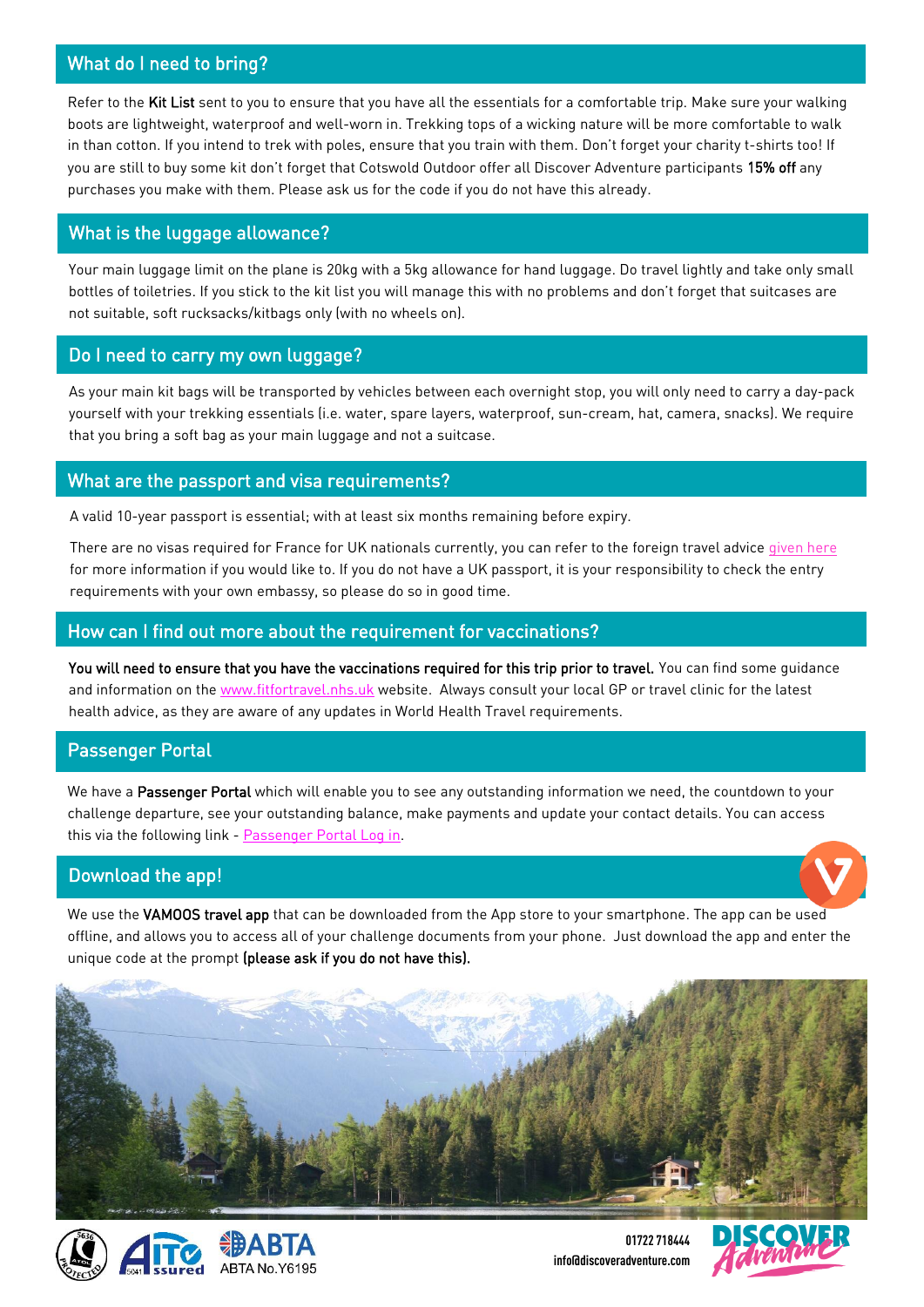## What do I need to bring?

Refer to the **Kit List** sent to you to ensure that you have all the essentials for a comfortable trip. Make sure your walking boots are lightweight, waterproof and well-worn in. Trekking tops of a wicking nature will be more comfortable to walk in than cotton. If you intend to trek with poles, ensure that you train with them. Don't forget your charity t-shirts too! If you are still to buy some kit don't forget that Cotswold Outdoor offer all Discover Adventure participants **15% off** any purchases you make with them. Please ask us for the code if you do not have this already.

## What is the luggage allowance?

Your main luggage limit on the plane is 20kg with a 5kg allowance for hand luggage. Do travel lightly and take only small bottles of toiletries. If you stick to the kit list you will manage this with no problems and don't forget that suitcases are not suitable, soft rucksacks/kitbags only (with no wheels on).

## Do I need to carry my own luggage?

As your main kit bags will be transported by vehicles between each overnight stop, you will only need to carry a day-pack yourself with your trekking essentials (i.e. water, spare layers, waterproof, sun-cream, hat, camera, snacks). We require that you bring a soft bag as your main luggage and not a suitcase.

## What are the passport and visa requirements?

A valid 10-year passport is essential; with at least six months remaining before expiry.

There are no visas required for France for UK nationals currently, you can refer to the foreign travel advice given here for more information if you would like to. If you do not have a UK passport, it is your responsibility to check the entry requirements with your own embassy, so please do so in good time.

## How can I find out more about the requirement for vaccinations?

**You will need to ensure that you have the vaccinations required for this trip prior to travel.** You can find some guidance and information on the www.fitfortravel.nhs.uk website. Always consult your local GP or travel clinic for the latest health advice, as they are aware of any updates in World Health Travel requirements.

## Passenger Portal

We have a **Passenger Portal** which will enable you to see any outstanding information we need, the countdown to your challenge departure, see your outstanding balance, make payments and update your contact details. You can access this via the following link - Passenger Portal Log in.

## Download the app!

We use the **VAMOOS travel app** that can be downloaded from the App store to your smartphone. The app can be used offline, and allows you to access all of your challenge documents from your phone. Just download the app and enter the unique code at the prompt **(please ask if you do not have this).**

ABTA No.Y6195

01722 718444
info@discoveradventure.com